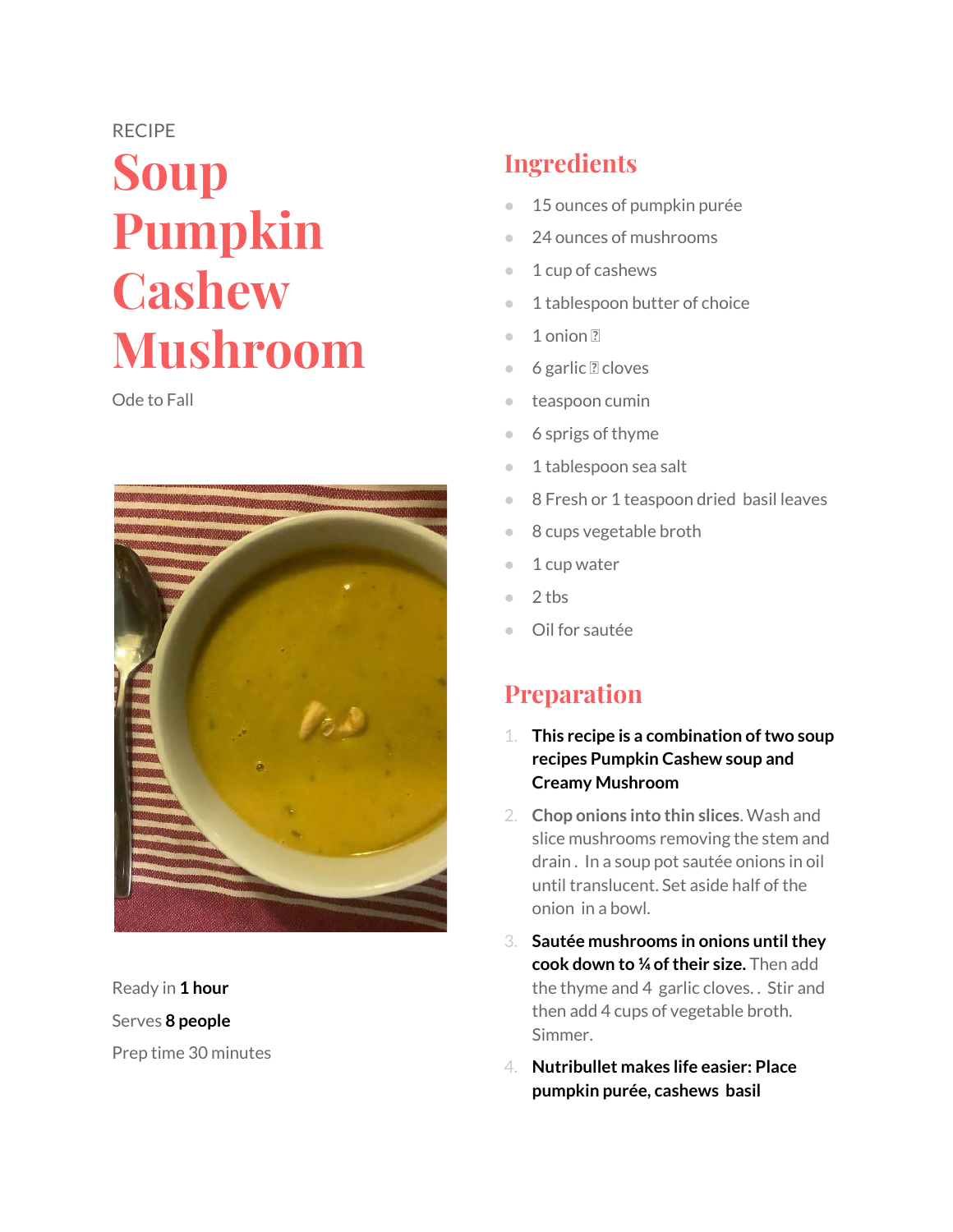RECIPE

# Soup Pumpkin Cashew Mushroom

Ode to Fall

Ready in **1 hour**

Serves **8 people**

Prep time 30 minutes

## Ingredients

- 15 ounces of pumpkin purée
- 24 ounces of mushrooms
- 1 cup of cashews
- 1 tablespoon butter of choice
- 1 onion 
- 6 garlic  cloves
- teaspoon cumin
- 6 sprigs of thyme
- 1 tablespoon sea salt
- 8 Fresh or 1 teaspoon dried basil leaves
- 8 cups vegetable broth
- 1 cup water
- 2 tbs
- Oil for sautée

## Preparation

1. **This recipe is a combination of two soup recipes Pumpkin Cashew soup and Creamy Mushroom**
2. **Chop onions into thin slices**. Wash and slice mushrooms removing the stem and drain . In a soup pot sautée onions in oil until translucent. Set aside half of the onion in a bowl.
3. **Sautée mushrooms in onions until they cook down to ¼ of their size.** Then add the thyme and 4 garlic cloves. . Stir and then add 4 cups of vegetable broth. Simmer.
4. **Nutribullet makes life easier: Place pumpkin purée, cashews basil**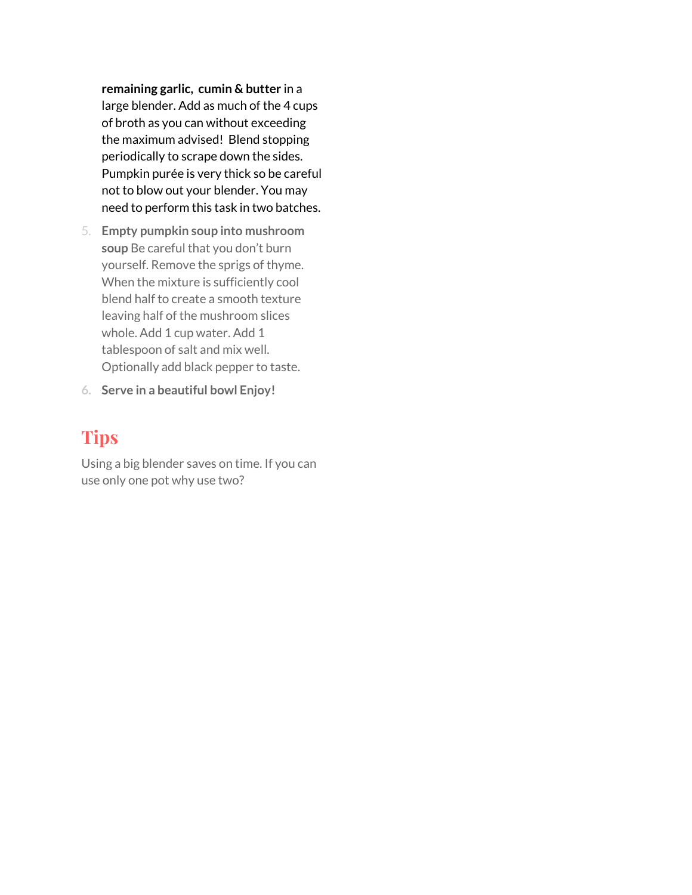**remaining garlic, cumin & butter** in a large blender. Add as much of the 4 cups of broth as you can without exceeding the maximum advised! Blend stopping periodically to scrape down the sides. Pumpkin purée is very thick so be careful not to blow out your blender. You may need to perform this task in two batches.

5. **Empty pumpkin soup into mushroom soup** Be careful that you don't burn yourself. Remove the sprigs of thyme. When the mixture is sufficiently cool blend half to create a smooth texture leaving half of the mushroom slices whole. Add 1 cup water. Add 1 tablespoon of salt and mix well. Optionally add black pepper to taste.
6. **Serve in a beautiful bowl Enjoy!**

## Tips

Using a big blender saves on time. If you can use only one pot why use two?